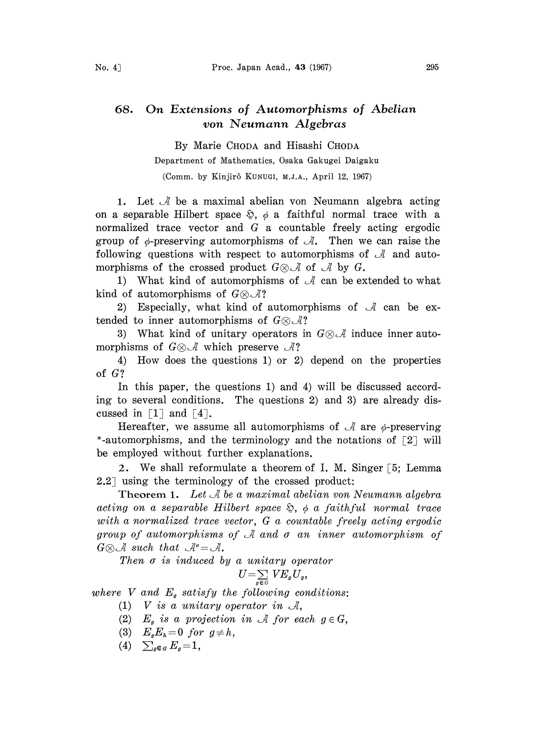# 68. On Extensions of Automorphisms of Abelian von Neumann Algebras

By Marie CHODA and Hisashi CHODA

Department of Mathematics, Osaka Gakugei Daigaku

(Comm. by Kinjirô KUNUGI, M.J.A., April 12, 1967)

1. Let $\mathcal{A}$ be a maximal abelian von Neumann algebra acting on a separable Hilbert space $\mathfrak{H}$, $\phi$ a faithful normal trace with a normalized trace vector and $G$ a countable freely acting ergodic group of $\phi$-preserving automorphisms of $\mathcal{A}$. Then we can raise the following questions with respect to automorphisms of $\mathcal{A}$ and automorphisms of the crossed product $G\otimes\mathcal{A}$ of $\mathcal{A}$ by $G$.

1) What kind of automorphisms of $\mathcal{A}$ can be extended to what kind of automorphisms of $G\otimes\mathcal{A}$?

2) Especially, what kind of automorphisms of $\mathcal{A}$ can be extended to inner automorphisms of $G\otimes\mathcal{A}$?

3) What kind of unitary operators in $G\otimes\mathcal{A}$ induce inner automorphisms of $G\otimes\mathcal{A}$ which preserve $\mathcal{A}$?

4) How does the questions 1) or 2) depend on the properties of $G$?

In this paper, the questions 1) and 4) will be discussed according to several conditions. The questions 2) and 3) are already discussed in [1] and [4].

Hereafter, we assume all automorphisms of $\mathcal{A}$ are $\phi$-preserving *-automorphisms, and the terminology and the notations of [2] will be employed without further explanations.

2. We shall reformulate a theorem of I. M. Singer [5; Lemma 2.2] using the terminology of the crossed product:

**Theorem 1.** *Let $\mathcal{A}$ be a maximal abelian von Neumann algebra acting on a separable Hilbert space $\mathfrak{H}$, $\phi$ a faithful normal trace with a normalized trace vector, $G$ a countable freely acting ergodic group of automorphisms of $\mathcal{A}$ and $\sigma$ an inner automorphism of $G\otimes\mathcal{A}$ such that $\mathcal{A}^\sigma=\mathcal{A}$.*

*Then $\sigma$ is induced by a unitary operator*

$$U=\sum_{g\in G} VE_gU_g,$$

*where $V$ and $E_g$ satisfy the following conditions:*

(1) *$V$ is a unitary operator in $\mathcal{A}$,*

(2) *$E_g$ is a projection in $\mathcal{A}$ for each $g\in G$,*

(3) *$E_gE_h=0$ for $g\neq h$,*

(4) *$\sum_{g\in G} E_g=1$,*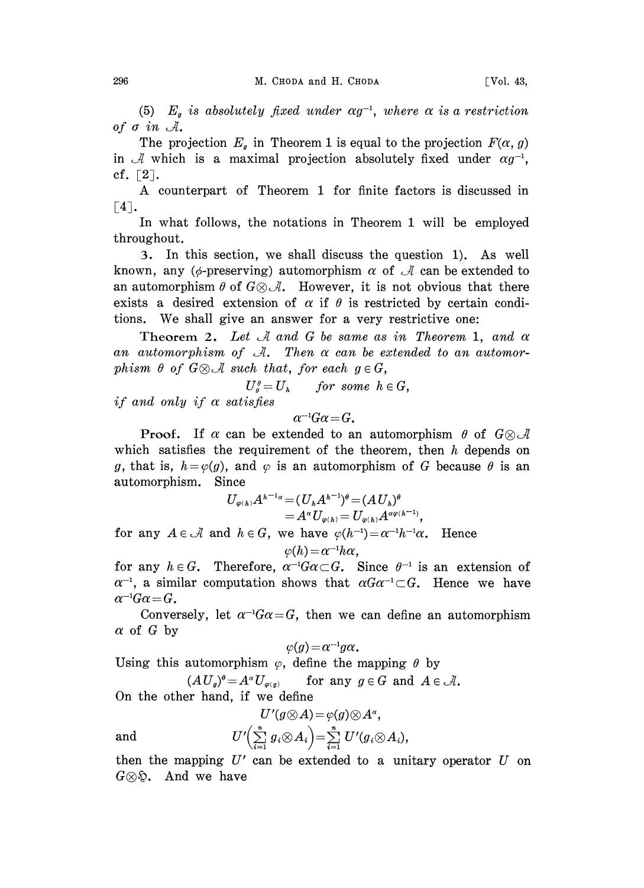(5) $E_g$ *is absolutely fixed under* $\alpha g^{-1}$, *where* $\alpha$ *is a restriction of* $\sigma$ *in* $\mathcal{A}$.

The projection $E_g$ in Theorem 1 is equal to the projection $F(\alpha, g)$ in $\mathcal{A}$ which is a maximal projection absolutely fixed under $\alpha g^{-1}$, cf. [2].

A counterpart of Theorem 1 for finite factors is discussed in [4].

In what follows, the notations in Theorem 1 will be employed throughout.

3. In this section, we shall discuss the question 1). As well known, any ($\phi$-preserving) automorphism $\alpha$ of $\mathcal{A}$ can be extended to an automorphism $\theta$ of $G \otimes \mathcal{A}$. However, it is not obvious that there exists a desired extension of $\alpha$ if $\theta$ is restricted by certain conditions. We shall give an answer for a very restrictive one:

**Theorem 2.** *Let* $\mathcal{A}$ *and* $G$ *be same as in Theorem* 1, *and* $\alpha$ *an automorphism of* $\mathcal{A}$. *Then* $\alpha$ *can be extended to an automorphism* $\theta$ *of* $G \otimes \mathcal{A}$ *such that, for each* $g \in G$,

$$U_g^\theta = U_h \qquad \textit{for some } h \in G,$$

*if and only if* $\alpha$ *satisfies*

$$\alpha^{-1} G \alpha = G.$$

**Proof.** If $\alpha$ can be extended to an automorphism $\theta$ of $G \otimes \mathcal{A}$ which satisfies the requirement of the theorem, then $h$ depends on $g$, that is, $h = \varphi(g)$, and $\varphi$ is an automorphism of $G$ because $\theta$ is an automorphism. Since

$$\begin{aligned} U_{\varphi(h)} A^{h^{-1}\alpha} &= (U_h A^{h^{-1}})^\theta = (A U_h)^\theta \\ &= A^\alpha U_{\varphi(h)} = U_{\varphi(h)} A^{\alpha \varphi(h^{-1})}, \end{aligned}$$

for any $A \in \mathcal{A}$ and $h \in G$, we have $\varphi(h^{-1}) = \alpha^{-1} h^{-1} \alpha$. Hence

$$\varphi(h) = \alpha^{-1} h \alpha,$$

for any $h \in G$. Therefore, $\alpha^{-1} G \alpha \subset G$. Since $\theta^{-1}$ is an extension of $\alpha^{-1}$, a similar computation shows that $\alpha G \alpha^{-1} \subset G$. Hence we have $\alpha^{-1} G \alpha = G$.

Conversely, let $\alpha^{-1} G \alpha = G$, then we can define an automorphism $\alpha$ of $G$ by

$$\varphi(g) = \alpha^{-1} g \alpha.$$

Using this automorphism $\varphi$, define the mapping $\theta$ by

$$(A U_g)^\theta = A^\alpha U_{\varphi(g)} \qquad \text{for any } g \in G \text{ and } A \in \mathcal{A}.$$

On the other hand, if we define

$$U'(g \otimes A) = \varphi(g) \otimes A^\alpha,$$

and
$$U'\Big(\sum_{i=1}^n g_i \otimes A_i\Big) = \sum_{i=1}^n U'(g_i \otimes A_i),$$

then the mapping $U'$ can be extended to a unitary operator $U$ on $G \otimes \mathfrak{H}$. And we have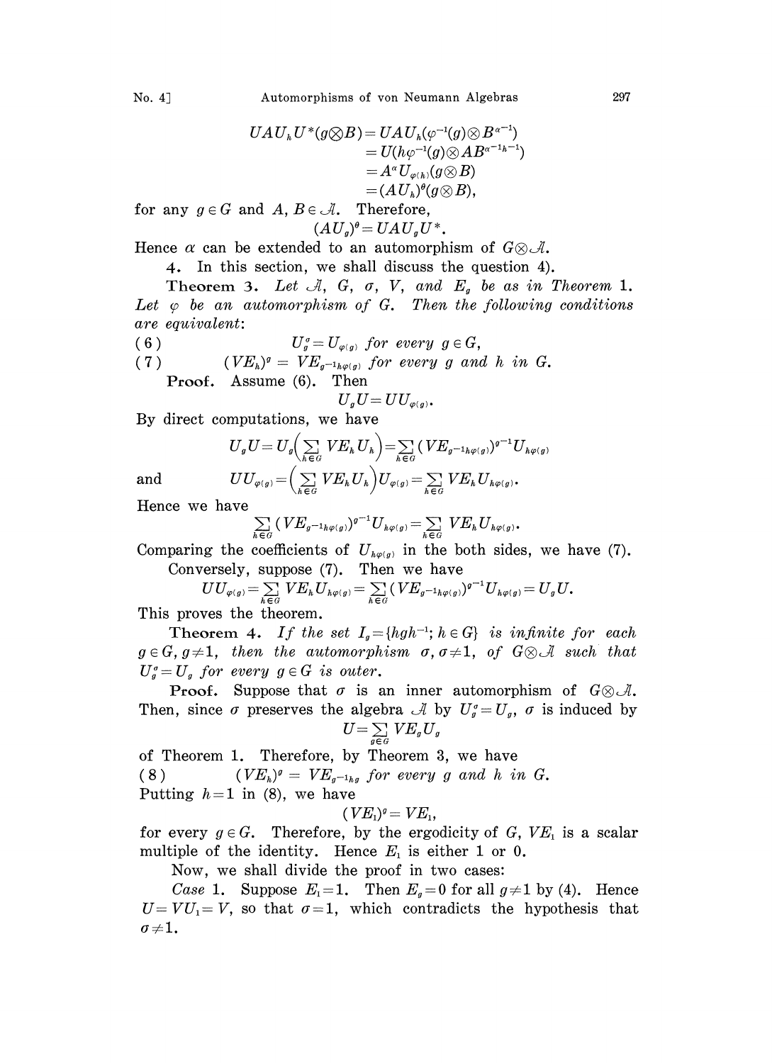$$UAU_hU^*(g\otimes B) = UAU_h(\varphi^{-1}(g)\otimes B^{\alpha^{-1}})$$
$$= U(h\varphi^{-1}(g)\otimes AB^{\alpha^{-1}h^{-1}})$$
$$= A^{\alpha}U_{\varphi(h)}(g\otimes B)$$
$$= (AU_h)^{\theta}(g\otimes B),$$

for any $g\in G$ and $A, B\in \mathcal{A}$. Therefore,

$$(AU_g)^{\theta} = UAU_gU^*.$$

Hence $\alpha$ can be extended to an automorphism of $G\otimes\mathcal{A}$.

**4.** In this section, we shall discuss the question 4).

**Theorem 3.** *Let $\mathcal{A}$, $G$, $\sigma$, $V$, and $E_g$ be as in Theorem 1. Let $\varphi$ be an automorphism of $G$. Then the following conditions are equivalent*:

(6) $\qquad U_g^{\sigma} = U_{\varphi(g)}$ *for every* $g\in G$,

(7) $\qquad (VE_h)^g = VE_{g^{-1}h\varphi(g)}$ *for every $g$ and $h$ in $G$.*

**Proof.** Assume (6). Then

$$U_gU = UU_{\varphi(g)}.$$

By direct computations, we have

$$U_gU = U_g\Big(\sum_{h\in G} VE_hU_h\Big) = \sum_{h\in G}(VE_{g^{-1}h\varphi(g)})^{g^{-1}}U_{h\varphi(g)}$$

and

$$UU_{\varphi(g)} = \Big(\sum_{h\in G} VE_hU_h\Big)U_{\varphi(g)} = \sum_{h\in G} VE_hU_{h\varphi(g)}.$$

Hence we have

$$\sum_{h\in G}(VE_{g^{-1}h\varphi(g)})^{g^{-1}}U_{h\varphi(g)} = \sum_{h\in G} VE_hU_{h\varphi(g)}.$$

Comparing the coefficients of $U_{h\varphi(g)}$ in the both sides, we have (7).

Conversely, suppose (7). Then we have

$$UU_{\varphi(g)} = \sum_{h\in G} VE_hU_{h\varphi(g)} = \sum_{h\in G}(VE_{g^{-1}h\varphi(g)})^{g^{-1}}U_{h\varphi(g)} = U_gU.$$

This proves the theorem.

**Theorem 4.** *If the set $I_g = \{hgh^{-1}; h\in G\}$ is infinite for each $g\in G, g\neq 1$, then the automorphism $\sigma, \sigma\neq 1$, of $G\otimes\mathcal{A}$ such that $U_g^{\sigma} = U_g$ for every $g\in G$ is outer.*

**Proof.** Suppose that $\sigma$ is an inner automorphism of $G\otimes\mathcal{A}$. Then, since $\sigma$ preserves the algebra $\mathcal{A}$ by $U_g^{\sigma} = U_g$, $\sigma$ is induced by

$$U = \sum_{g\in G} VE_gU_g$$

of Theorem 1. Therefore, by Theorem 3, we have

(8) $\qquad (VE_h)^g = VE_{g^{-1}hg}$ *for every $g$ and $h$ in $G$.*

Putting $h=1$ in (8), we have

$$(VE_1)^g = VE_1,$$

for every $g\in G$. Therefore, by the ergodicity of $G$, $VE_1$ is a scalar multiple of the identity. Hence $E_1$ is either 1 or 0.

Now, we shall divide the proof in two cases:

*Case* 1. Suppose $E_1 = 1$. Then $E_g = 0$ for all $g\neq 1$ by (4). Hence $U = VU_1 = V$, so that $\sigma = 1$, which contradicts the hypothesis that $\sigma\neq 1$.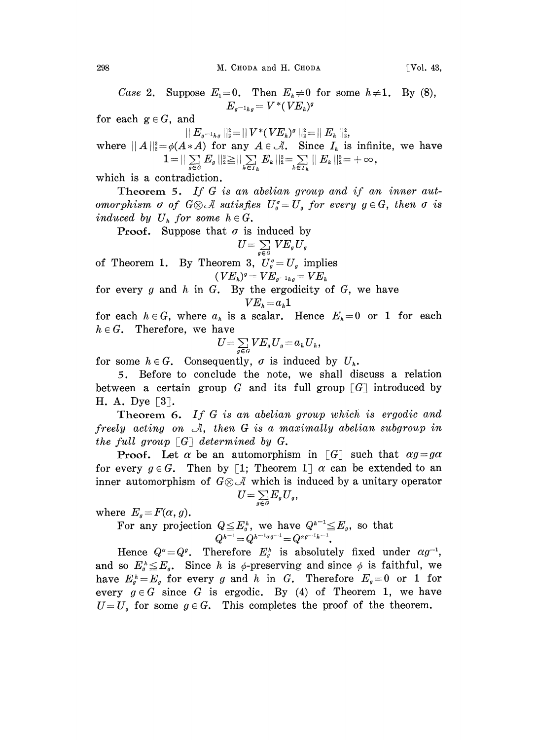*Case* 2. Suppose $E_1=0$. Then $E_h \neq 0$ for some $h \neq 1$. By (8),

$$E_{g^{-1}hg} = V^*(VE_h)^g$$

for each $g \in G$, and

$$\| E_{g^{-1}hg} \|_2^2 = \| V^*(VE_h)^g \|_2^2 = \| E_h \|_2^2,$$

where $\| A \|_2^2 = \phi(A^*A)$ for any $A \in \mathcal{A}$. Since $I_h$ is infinite, we have

$$1 = \| \sum_{g \in G} E_g \|_2^2 \geqq \| \sum_{k \in I_h} E_k \|_2^2 = \sum_{k \in I_h} \| E_k \|_2^2 = +\infty,$$

which is a contradiction.

**Theorem 5.** *If $G$ is an abelian group and if an inner automorphism $\sigma$ of $G \otimes \mathcal{A}$ satisfies $U_g^\sigma = U_g$ for every $g \in G$, then $\sigma$ is induced by $U_h$ for some $h \in G$.*

**Proof.** Suppose that $\sigma$ is induced by

$$U = \sum_{g \in G} VE_g U_g$$

of Theorem 1. By Theorem 3, $U_g^\sigma = U_g$ implies

$$(VE_h)^g = VE_{g^{-1}hg} = VE_h$$

for every $g$ and $h$ in $G$. By the ergodicity of $G$, we have

$$VE_h = a_h 1$$

for each $h \in G$, where $a_h$ is a scalar. Hence $E_h = 0$ or $1$ for each $h \in G$. Therefore, we have

$$U = \sum_{g \in G} VE_g U_g = a_h U_h,$$

for some $h \in G$. Consequently, $\sigma$ is induced by $U_h$.

5. Before to conclude the note, we shall discuss a relation between a certain group $G$ and its full group $[G]$ introduced by H. A. Dye [3].

**Theorem 6.** *If $G$ is an abelian group which is ergodic and freely acting on $\mathcal{A}$, then $G$ is a maximally abelian subgroup in the full group $[G]$ determined by $G$.*

**Proof.** Let $\alpha$ be an automorphism in $[G]$ such that $\alpha g = g\alpha$ for every $g \in G$. Then by [1; Theorem 1] $\alpha$ can be extended to an inner automorphism of $G \otimes \mathcal{A}$ which is induced by a unitary operator

$$U = \sum_{g \in G} E_g U_g,$$

where $E_g = F(\alpha, g)$.

For any projection $Q \leqq E_g^h$, we have $Q^{h^{-1}} \leqq E_g$, so that

$$Q^{h^{-1}} = Q^{h^{-1}\alpha g^{-1}} = Q^{\alpha g^{-1} h^{-1}}.$$

Hence $Q^\alpha = Q^g$. Therefore $E_g^h$ is absolutely fixed under $\alpha g^{-1}$, and so $E_g^h \leqq E_g$. Since $h$ is $\phi$-preserving and since $\phi$ is faithful, we have $E_g^h = E_g$ for every $g$ and $h$ in $G$. Therefore $E_g = 0$ or $1$ for every $g \in G$ since $G$ is ergodic. By (4) of Theorem 1, we have $U = U_g$ for some $g \in G$. This completes the proof of the theorem.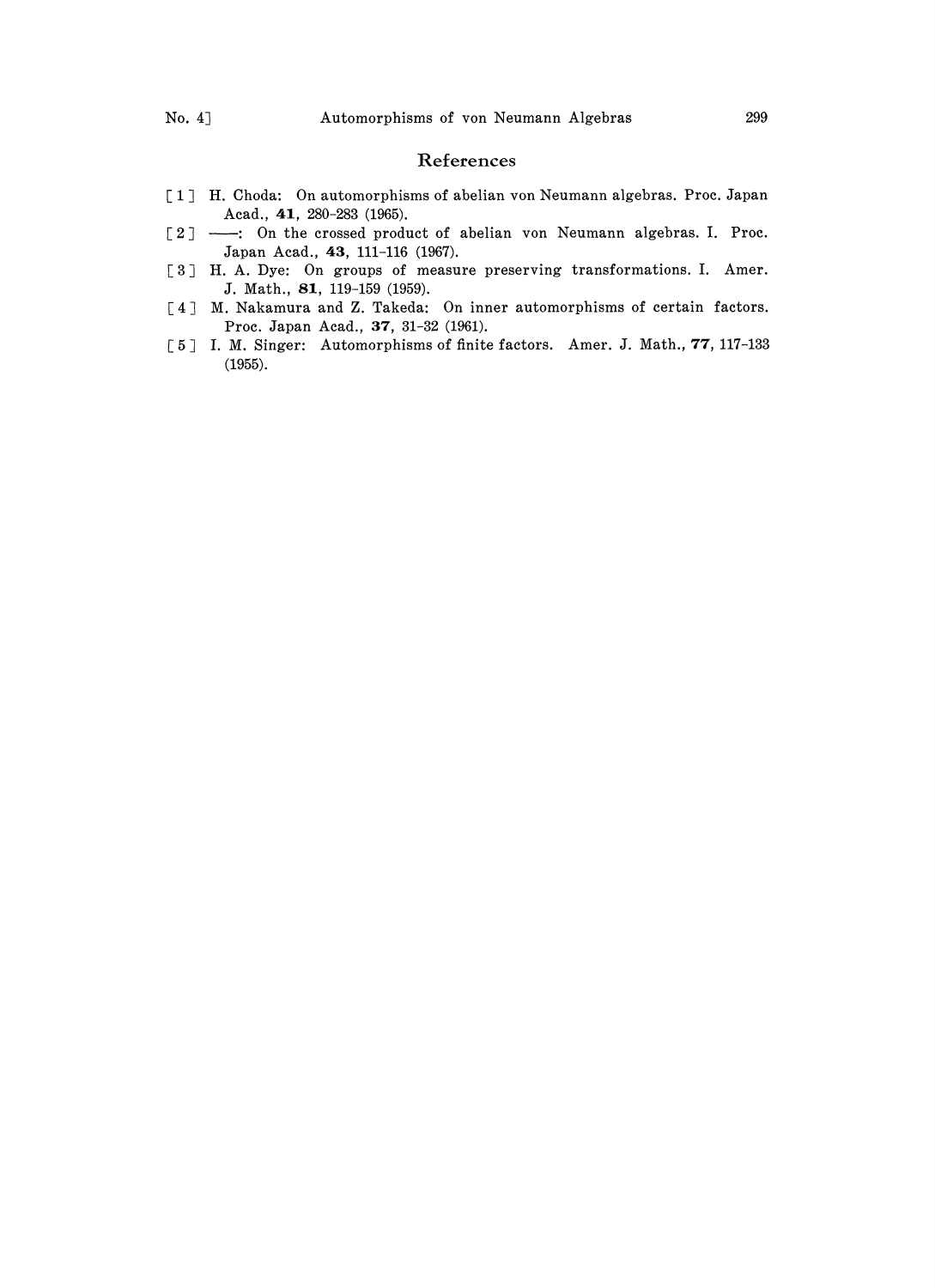## References

[1] H. Choda: On automorphisms of abelian von Neumann algebras. Proc. Japan Acad., **41**, 280–283 (1965).

[2] ——: On the crossed product of abelian von Neumann algebras. I. Proc. Japan Acad., **43**, 111–116 (1967).

[3] H. A. Dye: On groups of measure preserving transformations. I. Amer. J. Math., **81**, 119–159 (1959).

[4] M. Nakamura and Z. Takeda: On inner automorphisms of certain factors. Proc. Japan Acad., **37**, 31–32 (1961).

[5] I. M. Singer: Automorphisms of finite factors. Amer. J. Math., **77**, 117–133 (1955).